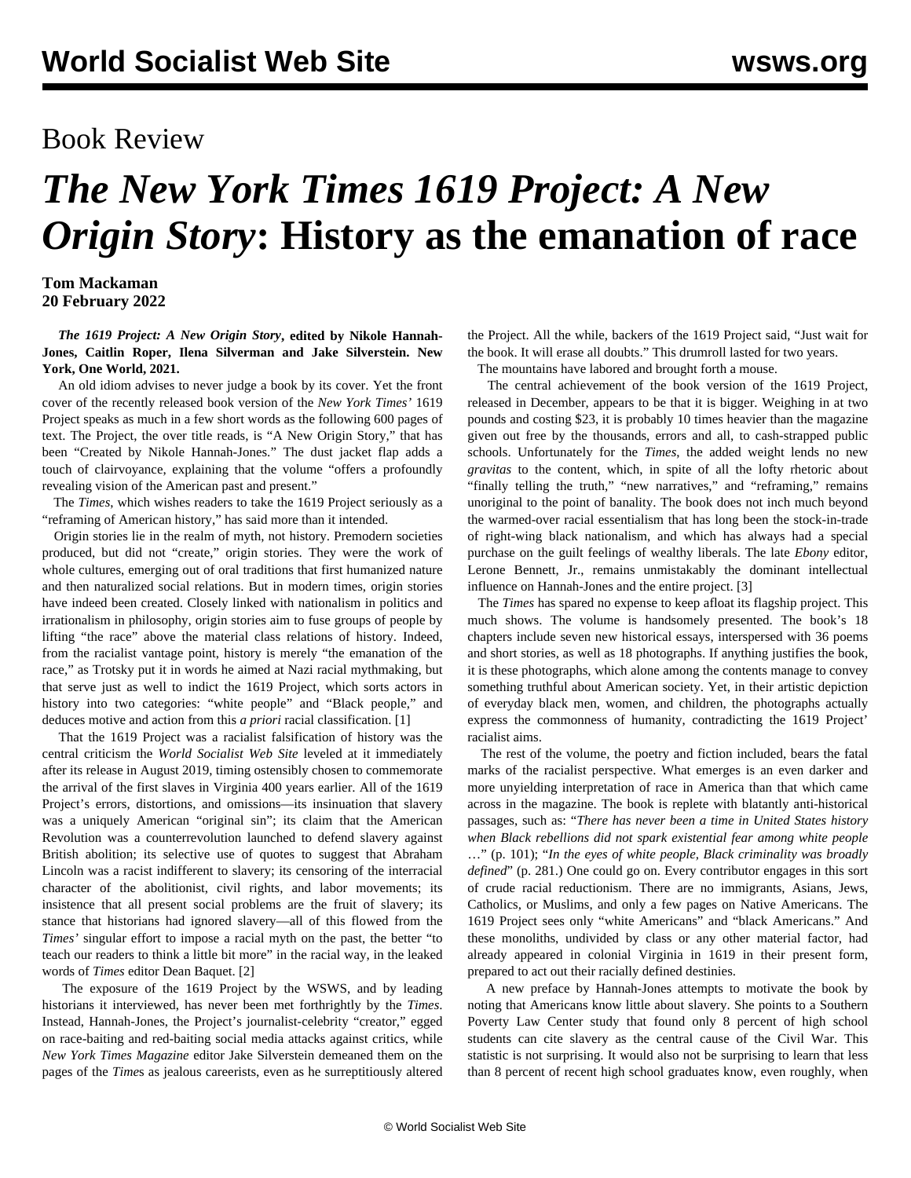# Book Review

# *The New York Times 1619 Project: A New Origin Story*: History as the emanation of race

**Tom Mackaman**
**20 February 2022**

***The 1619 Project: A New Origin Story*, edited by Nikole Hannah-Jones, Caitlin Roper, Ilena Silverman and Jake Silverstein. New York, One World, 2021.**

An old idiom advises to never judge a book by its cover. Yet the front cover of the recently released book version of the *New York Times'* 1619 Project speaks as much in a few short words as the following 600 pages of text. The Project, the over title reads, is "A New Origin Story," that has been "Created by Nikole Hannah-Jones." The dust jacket flap adds a touch of clairvoyance, explaining that the volume "offers a profoundly revealing vision of the American past and present."

The *Times*, which wishes readers to take the 1619 Project seriously as a "reframing of American history," has said more than it intended.

Origin stories lie in the realm of myth, not history. Premodern societies produced, but did not "create," origin stories. They were the work of whole cultures, emerging out of oral traditions that first humanized nature and then naturalized social relations. But in modern times, origin stories have indeed been created. Closely linked with nationalism in politics and irrationalism in philosophy, origin stories aim to fuse groups of people by lifting "the race" above the material class relations of history. Indeed, from the racialist vantage point, history is merely "the emanation of the race," as Trotsky put it in words he aimed at Nazi racial mythmaking, but that serve just as well to indict the 1619 Project, which sorts actors in history into two categories: "white people" and "Black people," and deduces motive and action from this *a priori* racial classification. [1]

That the 1619 Project was a racialist falsification of history was the central criticism the *World Socialist Web Site* leveled at it immediately after its release in August 2019, timing ostensibly chosen to commemorate the arrival of the first slaves in Virginia 400 years earlier. All of the 1619 Project's errors, distortions, and omissions—its insinuation that slavery was a uniquely American "original sin"; its claim that the American Revolution was a counterrevolution launched to defend slavery against British abolition; its selective use of quotes to suggest that Abraham Lincoln was a racist indifferent to slavery; its censoring of the interracial character of the abolitionist, civil rights, and labor movements; its insistence that all present social problems are the fruit of slavery; its stance that historians had ignored slavery—all of this flowed from the *Times'* singular effort to impose a racial myth on the past, the better "to teach our readers to think a little bit more" in the racial way, in the leaked words of *Times* editor Dean Baquet. [2]

The exposure of the 1619 Project by the WSWS, and by leading historians it interviewed, has never been met forthrightly by the *Times*. Instead, Hannah-Jones, the Project's journalist-celebrity "creator," egged on race-baiting and red-baiting social media attacks against critics, while *New York Times Magazine* editor Jake Silverstein demeaned them on the pages of the *Times* as jealous careerists, even as he surreptitiously altered the Project. All the while, backers of the 1619 Project said, "Just wait for the book. It will erase all doubts." This drumroll lasted for two years.

The mountains have labored and brought forth a mouse.

The central achievement of the book version of the 1619 Project, released in December, appears to be that it is bigger. Weighing in at two pounds and costing $23, it is probably 10 times heavier than the magazine given out free by the thousands, errors and all, to cash-strapped public schools. Unfortunately for the *Times*, the added weight lends no new *gravitas* to the content, which, in spite of all the lofty rhetoric about "finally telling the truth," "new narratives," and "reframing," remains unoriginal to the point of banality. The book does not inch much beyond the warmed-over racial essentialism that has long been the stock-in-trade of right-wing black nationalism, and which has always had a special purchase on the guilt feelings of wealthy liberals. The late *Ebony* editor, Lerone Bennett, Jr., remains unmistakably the dominant intellectual influence on Hannah-Jones and the entire project. [3]

The *Times* has spared no expense to keep afloat its flagship project. This much shows. The volume is handsomely presented. The book's 18 chapters include seven new historical essays, interspersed with 36 poems and short stories, as well as 18 photographs. If anything justifies the book, it is these photographs, which alone among the contents manage to convey something truthful about American society. Yet, in their artistic depiction of everyday black men, women, and children, the photographs actually express the commonness of humanity, contradicting the 1619 Project' racialist aims.

The rest of the volume, the poetry and fiction included, bears the fatal marks of the racialist perspective. What emerges is an even darker and more unyielding interpretation of race in America than that which came across in the magazine. The book is replete with blatantly anti-historical passages, such as: "*There has never been a time in United States history when Black rebellions did not spark existential fear among white people* …" (p. 101); "*In the eyes of white people, Black criminality was broadly defined*" (p. 281.) One could go on. Every contributor engages in this sort of crude racial reductionism. There are no immigrants, Asians, Jews, Catholics, or Muslims, and only a few pages on Native Americans. The 1619 Project sees only "white Americans" and "black Americans." And these monoliths, undivided by class or any other material factor, had already appeared in colonial Virginia in 1619 in their present form, prepared to act out their racially defined destinies.

A new preface by Hannah-Jones attempts to motivate the book by noting that Americans know little about slavery. She points to a Southern Poverty Law Center study that found only 8 percent of high school students can cite slavery as the central cause of the Civil War. This statistic is not surprising. It would also not be surprising to learn that less than 8 percent of recent high school graduates know, even roughly, when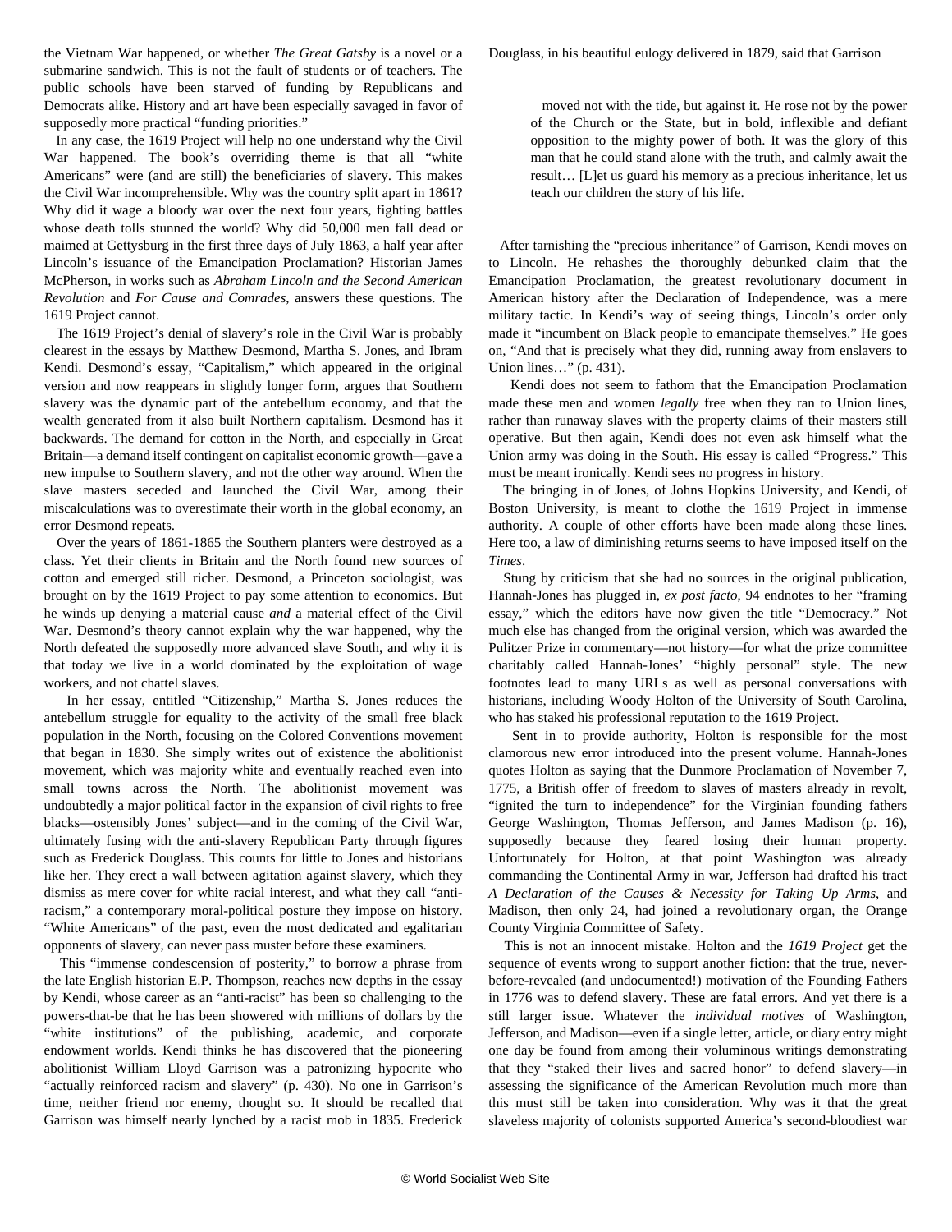the Vietnam War happened, or whether *The Great Gatsby* is a novel or a submarine sandwich. This is not the fault of students or of teachers. The public schools have been starved of funding by Republicans and Democrats alike. History and art have been especially savaged in favor of supposedly more practical "funding priorities."

In any case, the 1619 Project will help no one understand why the Civil War happened. The book's overriding theme is that all "white Americans" were (and are still) the beneficiaries of slavery. This makes the Civil War incomprehensible. Why was the country split apart in 1861? Why did it wage a bloody war over the next four years, fighting battles whose death tolls stunned the world? Why did 50,000 men fall dead or maimed at Gettysburg in the first three days of July 1863, a half year after Lincoln's issuance of the Emancipation Proclamation? Historian James McPherson, in works such as *Abraham Lincoln and the Second American Revolution* and *For Cause and Comrades*, answers these questions. The 1619 Project cannot.

The 1619 Project's denial of slavery's role in the Civil War is probably clearest in the essays by Matthew Desmond, Martha S. Jones, and Ibram Kendi. Desmond's essay, "Capitalism," which appeared in the original version and now reappears in slightly longer form, argues that Southern slavery was the dynamic part of the antebellum economy, and that the wealth generated from it also built Northern capitalism. Desmond has it backwards. The demand for cotton in the North, and especially in Great Britain—a demand itself contingent on capitalist economic growth—gave a new impulse to Southern slavery, and not the other way around. When the slave masters seceded and launched the Civil War, among their miscalculations was to overestimate their worth in the global economy, an error Desmond repeats.

Over the years of 1861-1865 the Southern planters were destroyed as a class. Yet their clients in Britain and the North found new sources of cotton and emerged still richer. Desmond, a Princeton sociologist, was brought on by the 1619 Project to pay some attention to economics. But he winds up denying a material cause *and* a material effect of the Civil War. Desmond's theory cannot explain why the war happened, why the North defeated the supposedly more advanced slave South, and why it is that today we live in a world dominated by the exploitation of wage workers, and not chattel slaves.

In her essay, entitled "Citizenship," Martha S. Jones reduces the antebellum struggle for equality to the activity of the small free black population in the North, focusing on the Colored Conventions movement that began in 1830. She simply writes out of existence the abolitionist movement, which was majority white and eventually reached even into small towns across the North. The abolitionist movement was undoubtedly a major political factor in the expansion of civil rights to free blacks—ostensibly Jones' subject—and in the coming of the Civil War, ultimately fusing with the anti-slavery Republican Party through figures such as Frederick Douglass. This counts for little to Jones and historians like her. They erect a wall between agitation against slavery, which they dismiss as mere cover for white racial interest, and what they call "anti-racism," a contemporary moral-political posture they impose on history. "White Americans" of the past, even the most dedicated and egalitarian opponents of slavery, can never pass muster before these examiners.

This "immense condescension of posterity," to borrow a phrase from the late English historian E.P. Thompson, reaches new depths in the essay by Kendi, whose career as an "anti-racist" has been so challenging to the powers-that-be that he has been showered with millions of dollars by the "white institutions" of the publishing, academic, and corporate endowment worlds. Kendi thinks he has discovered that the pioneering abolitionist William Lloyd Garrison was a patronizing hypocrite who "actually reinforced racism and slavery" (p. 430). No one in Garrison's time, neither friend nor enemy, thought so. It should be recalled that Garrison was himself nearly lynched by a racist mob in 1835. Frederick Douglass, in his beautiful eulogy delivered in 1879, said that Garrison

> moved not with the tide, but against it. He rose not by the power of the Church or the State, but in bold, inflexible and defiant opposition to the mighty power of both. It was the glory of this man that he could stand alone with the truth, and calmly await the result… [L]et us guard his memory as a precious inheritance, let us teach our children the story of his life.

After tarnishing the "precious inheritance" of Garrison, Kendi moves on to Lincoln. He rehashes the thoroughly debunked claim that the Emancipation Proclamation, the greatest revolutionary document in American history after the Declaration of Independence, was a mere military tactic. In Kendi's way of seeing things, Lincoln's order only made it "incumbent on Black people to emancipate themselves." He goes on, "And that is precisely what they did, running away from enslavers to Union lines…" (p. 431).

Kendi does not seem to fathom that the Emancipation Proclamation made these men and women *legally* free when they ran to Union lines, rather than runaway slaves with the property claims of their masters still operative. But then again, Kendi does not even ask himself what the Union army was doing in the South. His essay is called "Progress." This must be meant ironically. Kendi sees no progress in history.

The bringing in of Jones, of Johns Hopkins University, and Kendi, of Boston University, is meant to clothe the 1619 Project in immense authority. A couple of other efforts have been made along these lines. Here too, a law of diminishing returns seems to have imposed itself on the *Times*.

Stung by criticism that she had no sources in the original publication, Hannah-Jones has plugged in, *ex post facto*, 94 endnotes to her "framing essay," which the editors have now given the title "Democracy." Not much else has changed from the original version, which was awarded the Pulitzer Prize in commentary—not history—for what the prize committee charitably called Hannah-Jones' "highly personal" style. The new footnotes lead to many URLs as well as personal conversations with historians, including Woody Holton of the University of South Carolina, who has staked his professional reputation to the 1619 Project.

Sent in to provide authority, Holton is responsible for the most clamorous new error introduced into the present volume. Hannah-Jones quotes Holton as saying that the Dunmore Proclamation of November 7, 1775, a British offer of freedom to slaves of masters already in revolt, "ignited the turn to independence" for the Virginian founding fathers George Washington, Thomas Jefferson, and James Madison (p. 16), supposedly because they feared losing their human property. Unfortunately for Holton, at that point Washington was already commanding the Continental Army in war, Jefferson had drafted his tract *A Declaration of the Causes & Necessity for Taking Up Arms*, and Madison, then only 24, had joined a revolutionary organ, the Orange County Virginia Committee of Safety.

This is not an innocent mistake. Holton and the *1619 Project* get the sequence of events wrong to support another fiction: that the true, never-before-revealed (and undocumented!) motivation of the Founding Fathers in 1776 was to defend slavery. These are fatal errors. And yet there is a still larger issue. Whatever the *individual motives* of Washington, Jefferson, and Madison—even if a single letter, article, or diary entry might one day be found from among their voluminous writings demonstrating that they "staked their lives and sacred honor" to defend slavery—in assessing the significance of the American Revolution much more than this must still be taken into consideration. Why was it that the great slaveless majority of colonists supported America's second-bloodiest war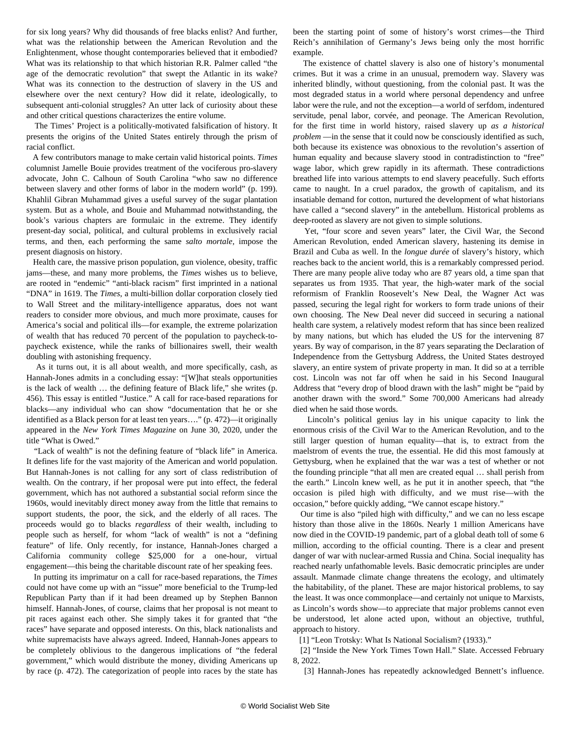for six long years? Why did thousands of free blacks enlist? And further, what was the relationship between the American Revolution and the Enlightenment, whose thought contemporaries believed that it embodied? What was its relationship to that which historian R.R. Palmer called "the age of the democratic revolution" that swept the Atlantic in its wake? What was its connection to the destruction of slavery in the US and elsewhere over the next century? How did it relate, ideologically, to subsequent anti-colonial struggles? An utter lack of curiosity about these and other critical questions characterizes the entire volume.

The Times' Project is a politically-motivated falsification of history. It presents the origins of the United States entirely through the prism of racial conflict.

A few contributors manage to make certain valid historical points. *Times* columnist Jamelle Bouie provides treatment of the vociferous pro-slavery advocate, John C. Calhoun of South Carolina "who saw no difference between slavery and other forms of labor in the modern world" (p. 199). Khahlil Gibran Muhammad gives a useful survey of the sugar plantation system. But as a whole, and Bouie and Muhammad notwithstanding, the book's various chapters are formulaic in the extreme. They identify present-day social, political, and cultural problems in exclusively racial terms, and then, each performing the same *salto mortale*, impose the present diagnosis on history.

Health care, the massive prison population, gun violence, obesity, traffic jams—these, and many more problems, the *Times* wishes us to believe, are rooted in "endemic" "anti-black racism" first imprinted in a national "DNA" in 1619. The *Times*, a multi-billion dollar corporation closely tied to Wall Street and the military-intelligence apparatus, does not want readers to consider more obvious, and much more proximate, causes for America's social and political ills—for example, the extreme polarization of wealth that has reduced 70 percent of the population to paycheck-to-paycheck existence, while the ranks of billionaires swell, their wealth doubling with astonishing frequency.

As it turns out, it is all about wealth, and more specifically, cash, as Hannah-Jones admits in a concluding essay: "[W]hat steals opportunities is the lack of wealth … the defining feature of Black life," she writes (p. 456). This essay is entitled "Justice." A call for race-based reparations for blacks—any individual who can show "documentation that he or she identified as a Black person for at least ten years…." (p. 472)—it originally appeared in the *New York Times Magazine* on June 30, 2020, under the title "What is Owed."

"Lack of wealth" is not the defining feature of "black life" in America. It defines life for the vast majority of the American and world population. But Hannah-Jones is not calling for any sort of class redistribution of wealth. On the contrary, if her proposal were put into effect, the federal government, which has not authored a substantial social reform since the 1960s, would inevitably direct money away from the little that remains to support students, the poor, the sick, and the elderly of all races. The proceeds would go to blacks *regardless* of their wealth, including to people such as herself, for whom "lack of wealth" is not a "defining feature" of life. Only recently, for instance, Hannah-Jones charged a California community college $25,000 for a one-hour, virtual engagement—this being the charitable discount rate of her speaking fees.

In putting its imprimatur on a call for race-based reparations, the *Times* could not have come up with an "issue" more beneficial to the Trump-led Republican Party than if it had been dreamed up by Stephen Bannon himself. Hannah-Jones, of course, claims that her proposal is not meant to pit races against each other. She simply takes it for granted that "the races" have separate and opposed interests. On this, black nationalists and white supremacists have always agreed. Indeed, Hannah-Jones appears to be completely oblivious to the dangerous implications of "the federal government," which would distribute the money, dividing Americans up by race (p. 472). The categorization of people into races by the state has been the starting point of some of history's worst crimes—the Third Reich's annihilation of Germany's Jews being only the most horrific example.

The existence of chattel slavery is also one of history's monumental crimes. But it was a crime in an unusual, premodern way. Slavery was inherited blindly, without questioning, from the colonial past. It was the most degraded status in a world where personal dependency and unfree labor were the rule, and not the exception—a world of serfdom, indentured servitude, penal labor, corvée, and peonage. The American Revolution, for the first time in world history, raised slavery up *as a historical problem* —in the sense that it could now be consciously identified as such, both because its existence was obnoxious to the revolution's assertion of human equality and because slavery stood in contradistinction to "free" wage labor, which grew rapidly in its aftermath. These contradictions breathed life into various attempts to end slavery peacefully. Such efforts came to naught. In a cruel paradox, the growth of capitalism, and its insatiable demand for cotton, nurtured the development of what historians have called a "second slavery" in the antebellum. Historical problems as deep-rooted as slavery are not given to simple solutions.

Yet, "four score and seven years" later, the Civil War, the Second American Revolution, ended American slavery, hastening its demise in Brazil and Cuba as well. In the *longue durée* of slavery's history, which reaches back to the ancient world, this is a remarkably compressed period. There are many people alive today who are 87 years old, a time span that separates us from 1935. That year, the high-water mark of the social reformism of Franklin Roosevelt's New Deal, the Wagner Act was passed, securing the legal right for workers to form trade unions of their own choosing. The New Deal never did succeed in securing a national health care system, a relatively modest reform that has since been realized by many nations, but which has eluded the US for the intervening 87 years. By way of comparison, in the 87 years separating the Declaration of Independence from the Gettysburg Address, the United States destroyed slavery, an entire system of private property in man. It did so at a terrible cost. Lincoln was not far off when he said in his Second Inaugural Address that "every drop of blood drawn with the lash" might be "paid by another drawn with the sword." Some 700,000 Americans had already died when he said those words.

Lincoln's political genius lay in his unique capacity to link the enormous crisis of the Civil War to the American Revolution, and to the still larger question of human equality—that is, to extract from the maelstrom of events the true, the essential. He did this most famously at Gettysburg, when he explained that the war was a test of whether or not the founding principle "that all men are created equal … shall perish from the earth." Lincoln knew well, as he put it in another speech, that "the occasion is piled high with difficulty, and we must rise—with the occasion," before quickly adding, "We cannot escape history."

Our time is also "piled high with difficulty," and we can no less escape history than those alive in the 1860s. Nearly 1 million Americans have now died in the COVID-19 pandemic, part of a global death toll of some 6 million, according to the official counting. There is a clear and present danger of war with nuclear-armed Russia and China. Social inequality has reached nearly unfathomable levels. Basic democratic principles are under assault. Manmade climate change threatens the ecology, and ultimately the habitability, of the planet. These are major historical problems, to say the least. It was once commonplace—and certainly not unique to Marxists, as Lincoln's words show—to appreciate that major problems cannot even be understood, let alone acted upon, without an objective, truthful, approach to history.

[1] "Leon Trotsky: What Is National Socialism? (1933)."

[2] "Inside the New York Times Town Hall." Slate. Accessed February 8, 2022.

[3] Hannah-Jones has repeatedly acknowledged Bennett's influence.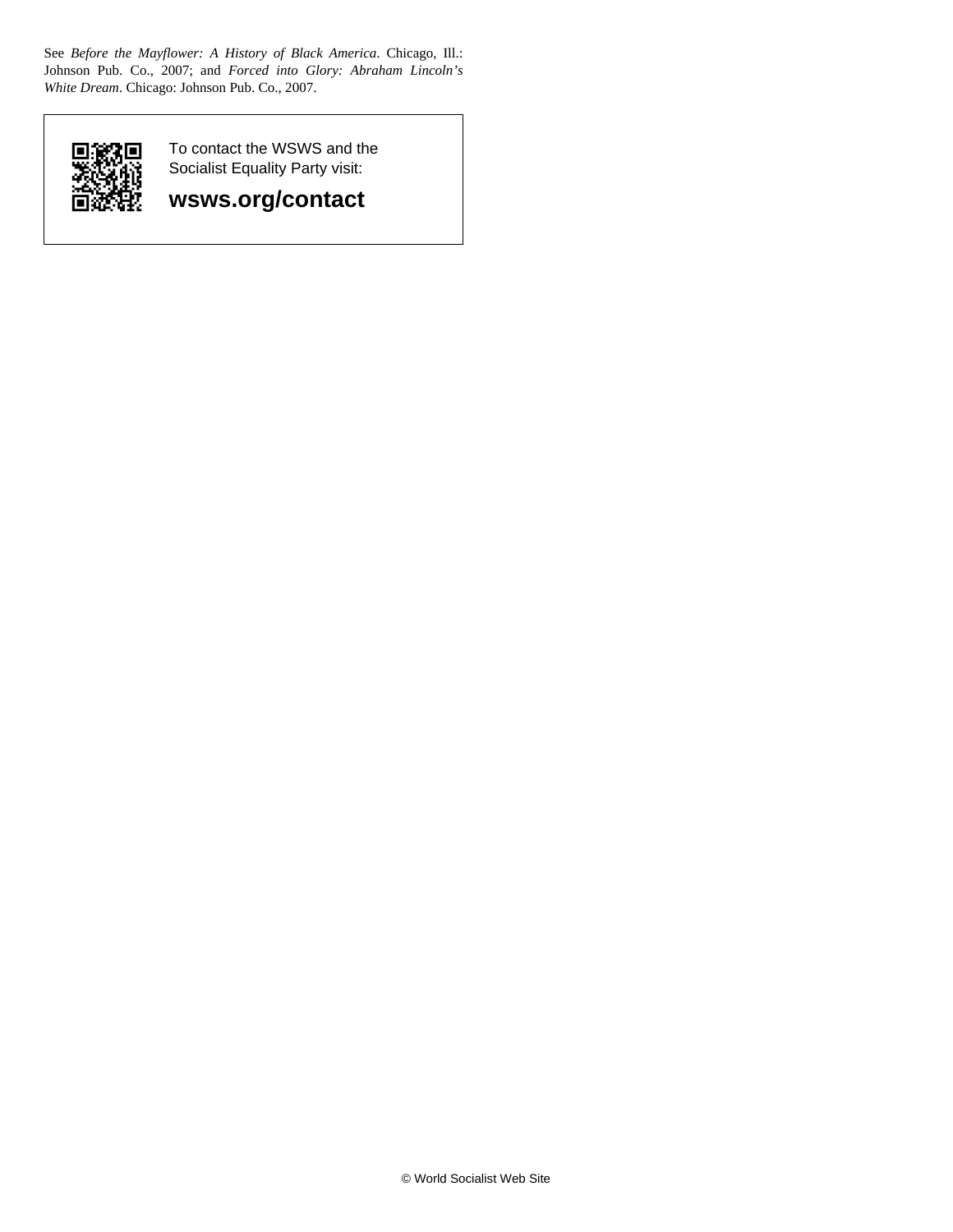See *Before the Mayflower: A History of Black America*. Chicago, Ill.: Johnson Pub. Co., 2007; and *Forced into Glory: Abraham Lincoln's White Dream*. Chicago: Johnson Pub. Co., 2007.

To contact the WSWS and the Socialist Equality Party visit:

**wsws.org/contact**

© World Socialist Web Site